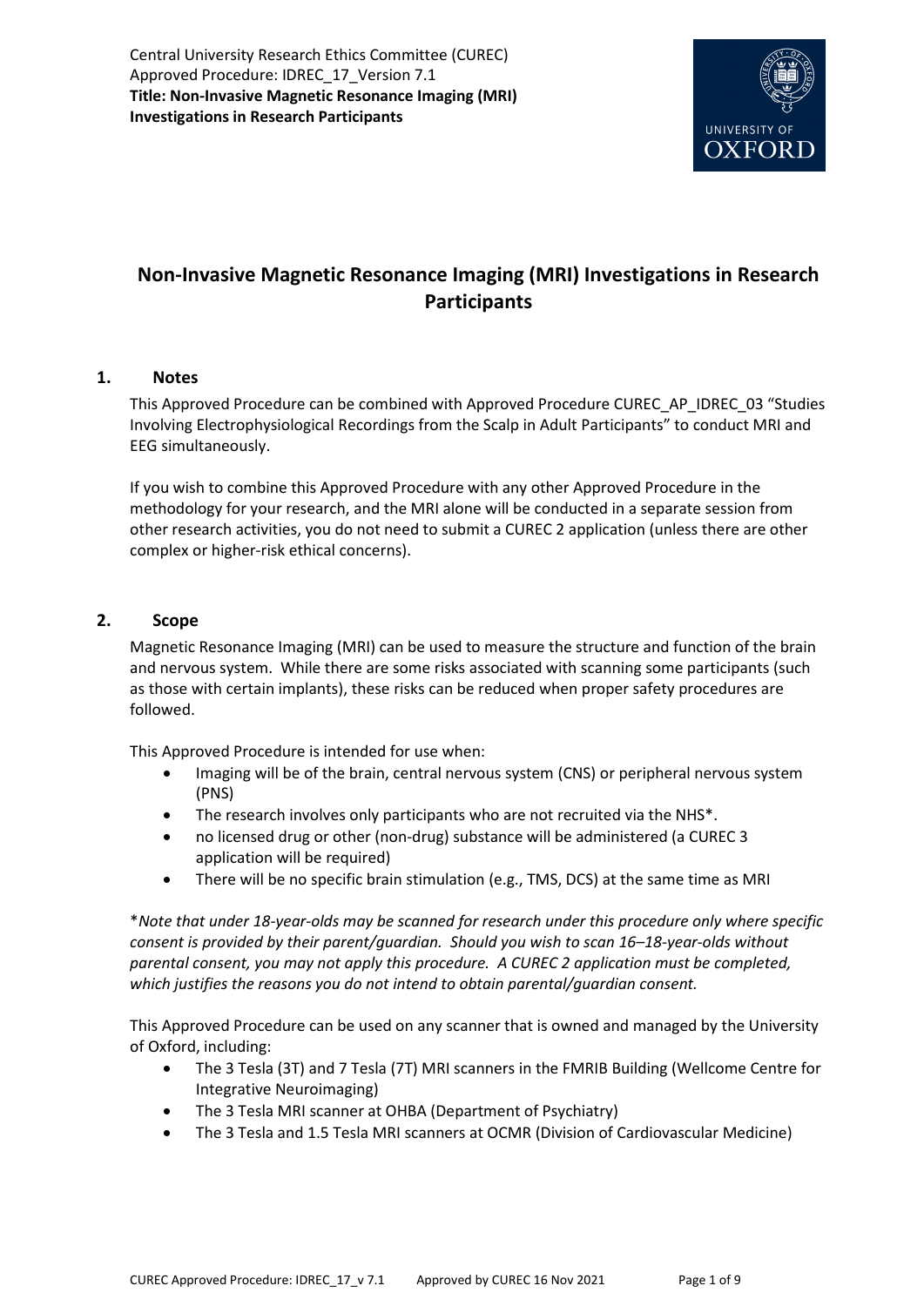Central University Research Ethics Committee (CUREC)
Approved Procedure: IDREC_17_Version 7.1
**Title: Non-Invasive Magnetic Resonance Imaging (MRI) Investigations in Research Participants**

# Non-Invasive Magnetic Resonance Imaging (MRI) Investigations in Research Participants

## 1. Notes

This Approved Procedure can be combined with Approved Procedure CUREC_AP_IDREC_03 "Studies Involving Electrophysiological Recordings from the Scalp in Adult Participants" to conduct MRI and EEG simultaneously.

If you wish to combine this Approved Procedure with any other Approved Procedure in the methodology for your research, and the MRI alone will be conducted in a separate session from other research activities, you do not need to submit a CUREC 2 application (unless there are other complex or higher-risk ethical concerns).

## 2. Scope

Magnetic Resonance Imaging (MRI) can be used to measure the structure and function of the brain and nervous system. While there are some risks associated with scanning some participants (such as those with certain implants), these risks can be reduced when proper safety procedures are followed.

This Approved Procedure is intended for use when:

- Imaging will be of the brain, central nervous system (CNS) or peripheral nervous system (PNS)
- The research involves only participants who are not recruited via the NHS*.
- no licensed drug or other (non-drug) substance will be administered (a CUREC 3 application will be required)
- There will be no specific brain stimulation (e.g., TMS, DCS) at the same time as MRI

**Note that under 18-year-olds may be scanned for research under this procedure only where specific consent is provided by their parent/guardian. Should you wish to scan 16–18-year-olds without parental consent, you may not apply this procedure. A CUREC 2 application must be completed, which justifies the reasons you do not intend to obtain parental/guardian consent.*

This Approved Procedure can be used on any scanner that is owned and managed by the University of Oxford, including:

- The 3 Tesla (3T) and 7 Tesla (7T) MRI scanners in the FMRIB Building (Wellcome Centre for Integrative Neuroimaging)
- The 3 Tesla MRI scanner at OHBA (Department of Psychiatry)
- The 3 Tesla and 1.5 Tesla MRI scanners at OCMR (Division of Cardiovascular Medicine)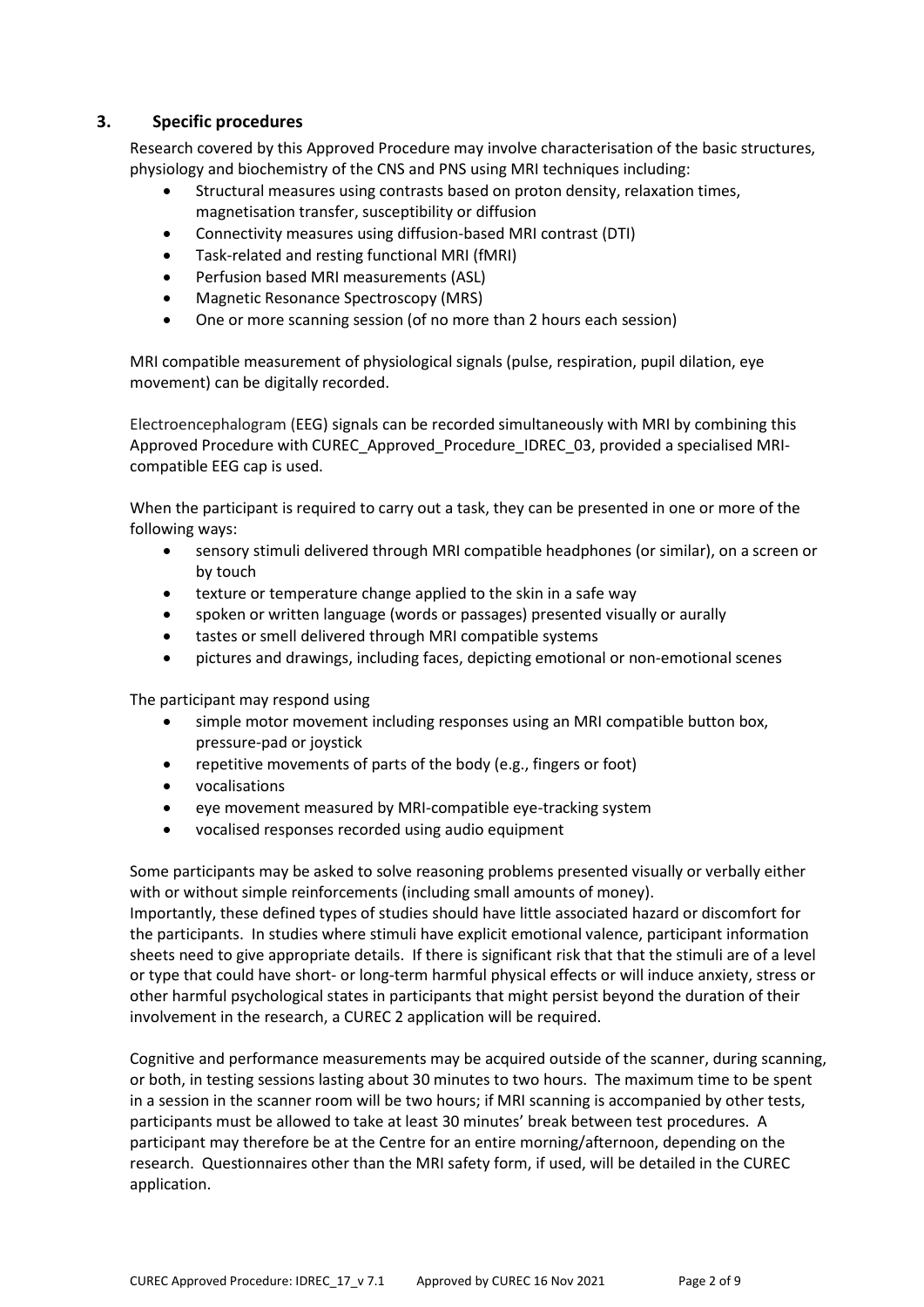## 3. Specific procedures

Research covered by this Approved Procedure may involve characterisation of the basic structures, physiology and biochemistry of the CNS and PNS using MRI techniques including:

- Structural measures using contrasts based on proton density, relaxation times, magnetisation transfer, susceptibility or diffusion
- Connectivity measures using diffusion-based MRI contrast (DTI)
- Task-related and resting functional MRI (fMRI)
- Perfusion based MRI measurements (ASL)
- Magnetic Resonance Spectroscopy (MRS)
- One or more scanning session (of no more than 2 hours each session)

MRI compatible measurement of physiological signals (pulse, respiration, pupil dilation, eye movement) can be digitally recorded.

Electroencephalogram (EEG) signals can be recorded simultaneously with MRI by combining this Approved Procedure with CUREC_Approved_Procedure_IDREC_03, provided a specialised MRI-compatible EEG cap is used.

When the participant is required to carry out a task, they can be presented in one or more of the following ways:

- sensory stimuli delivered through MRI compatible headphones (or similar), on a screen or by touch
- texture or temperature change applied to the skin in a safe way
- spoken or written language (words or passages) presented visually or aurally
- tastes or smell delivered through MRI compatible systems
- pictures and drawings, including faces, depicting emotional or non-emotional scenes

The participant may respond using

- simple motor movement including responses using an MRI compatible button box, pressure-pad or joystick
- repetitive movements of parts of the body (e.g., fingers or foot)
- vocalisations
- eye movement measured by MRI-compatible eye-tracking system
- vocalised responses recorded using audio equipment

Some participants may be asked to solve reasoning problems presented visually or verbally either with or without simple reinforcements (including small amounts of money).
Importantly, these defined types of studies should have little associated hazard or discomfort for the participants. In studies where stimuli have explicit emotional valence, participant information sheets need to give appropriate details. If there is significant risk that that the stimuli are of a level or type that could have short- or long-term harmful physical effects or will induce anxiety, stress or other harmful psychological states in participants that might persist beyond the duration of their involvement in the research, a CUREC 2 application will be required.

Cognitive and performance measurements may be acquired outside of the scanner, during scanning, or both, in testing sessions lasting about 30 minutes to two hours. The maximum time to be spent in a session in the scanner room will be two hours; if MRI scanning is accompanied by other tests, participants must be allowed to take at least 30 minutes' break between test procedures. A participant may therefore be at the Centre for an entire morning/afternoon, depending on the research. Questionnaires other than the MRI safety form, if used, will be detailed in the CUREC application.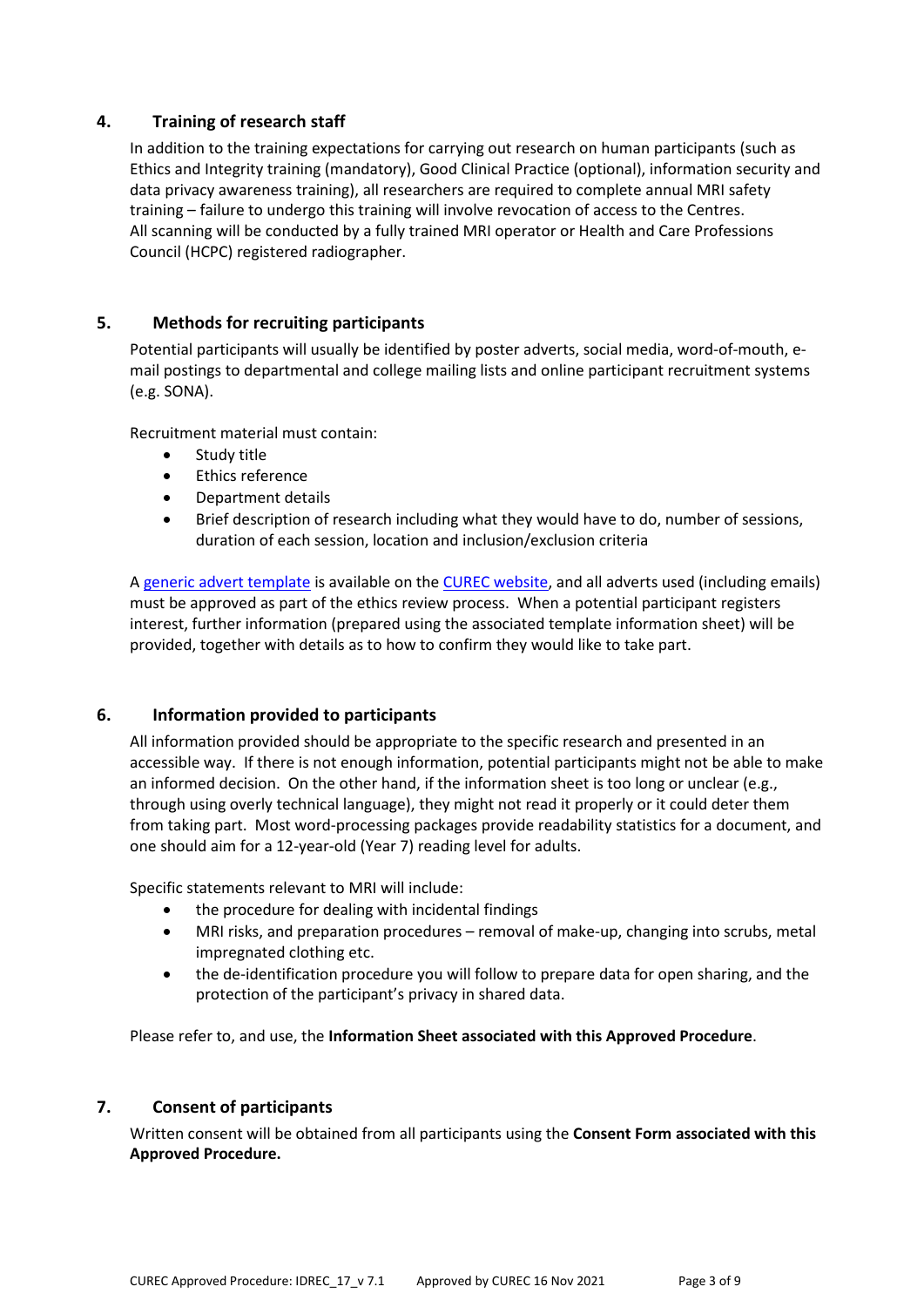## 4. Training of research staff

In addition to the training expectations for carrying out research on human participants (such as Ethics and Integrity training (mandatory), Good Clinical Practice (optional), information security and data privacy awareness training), all researchers are required to complete annual MRI safety training – failure to undergo this training will involve revocation of access to the Centres. All scanning will be conducted by a fully trained MRI operator or Health and Care Professions Council (HCPC) registered radiographer.

## 5. Methods for recruiting participants

Potential participants will usually be identified by poster adverts, social media, word-of-mouth, e-mail postings to departmental and college mailing lists and online participant recruitment systems (e.g. SONA).

Recruitment material must contain:

- Study title
- Ethics reference
- Department details
- Brief description of research including what they would have to do, number of sessions, duration of each session, location and inclusion/exclusion criteria

A generic advert template is available on the CUREC website, and all adverts used (including emails) must be approved as part of the ethics review process. When a potential participant registers interest, further information (prepared using the associated template information sheet) will be provided, together with details as to how to confirm they would like to take part.

## 6. Information provided to participants

All information provided should be appropriate to the specific research and presented in an accessible way. If there is not enough information, potential participants might not be able to make an informed decision. On the other hand, if the information sheet is too long or unclear (e.g., through using overly technical language), they might not read it properly or it could deter them from taking part. Most word-processing packages provide readability statistics for a document, and one should aim for a 12-year-old (Year 7) reading level for adults.

Specific statements relevant to MRI will include:

- the procedure for dealing with incidental findings
- MRI risks, and preparation procedures – removal of make-up, changing into scrubs, metal impregnated clothing etc.
- the de-identification procedure you will follow to prepare data for open sharing, and the protection of the participant's privacy in shared data.

Please refer to, and use, the **Information Sheet associated with this Approved Procedure**.

## 7. Consent of participants

Written consent will be obtained from all participants using the **Consent Form associated with this Approved Procedure.**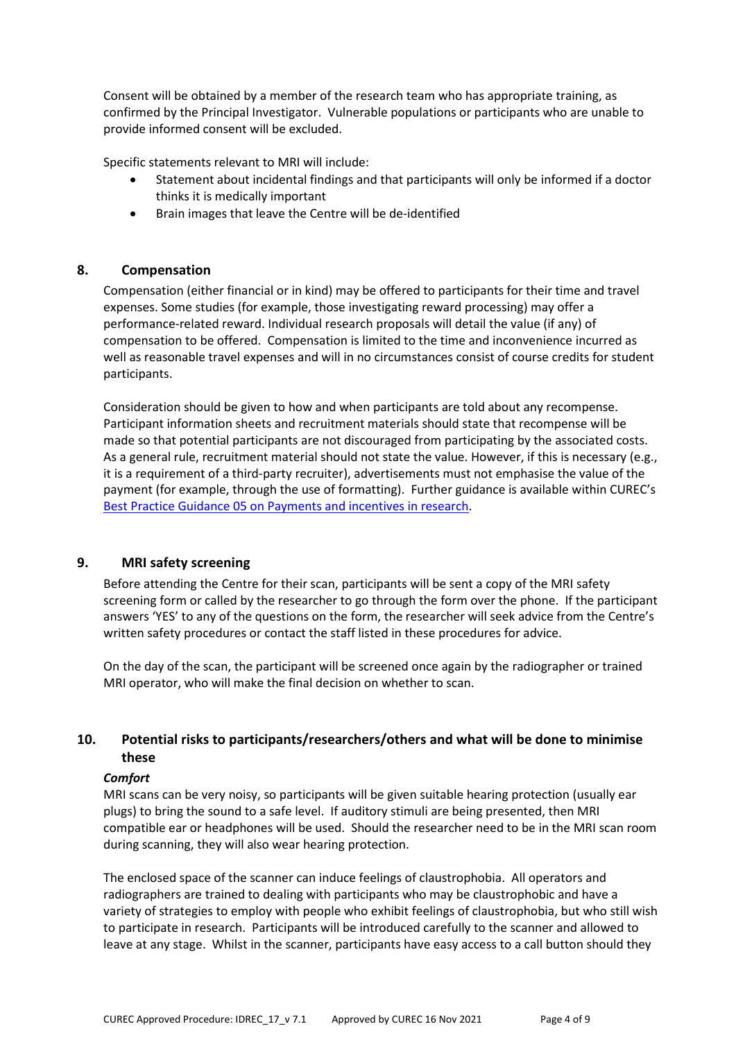Consent will be obtained by a member of the research team who has appropriate training, as confirmed by the Principal Investigator. Vulnerable populations or participants who are unable to provide informed consent will be excluded.

Specific statements relevant to MRI will include:

- Statement about incidental findings and that participants will only be informed if a doctor thinks it is medically important
- Brain images that leave the Centre will be de-identified

## 8. Compensation

Compensation (either financial or in kind) may be offered to participants for their time and travel expenses. Some studies (for example, those investigating reward processing) may offer a performance-related reward. Individual research proposals will detail the value (if any) of compensation to be offered. Compensation is limited to the time and inconvenience incurred as well as reasonable travel expenses and will in no circumstances consist of course credits for student participants.

Consideration should be given to how and when participants are told about any recompense. Participant information sheets and recruitment materials should state that recompense will be made so that potential participants are not discouraged from participating by the associated costs. As a general rule, recruitment material should not state the value. However, if this is necessary (e.g., it is a requirement of a third-party recruiter), advertisements must not emphasise the value of the payment (for example, through the use of formatting). Further guidance is available within CUREC's [Best Practice Guidance 05 on Payments and incentives in research](#).

## 9. MRI safety screening

Before attending the Centre for their scan, participants will be sent a copy of the MRI safety screening form or called by the researcher to go through the form over the phone. If the participant answers 'YES' to any of the questions on the form, the researcher will seek advice from the Centre's written safety procedures or contact the staff listed in these procedures for advice.

On the day of the scan, the participant will be screened once again by the radiographer or trained MRI operator, who will make the final decision on whether to scan.

## 10. Potential risks to participants/researchers/others and what will be done to minimise these

***Comfort***

MRI scans can be very noisy, so participants will be given suitable hearing protection (usually ear plugs) to bring the sound to a safe level. If auditory stimuli are being presented, then MRI compatible ear or headphones will be used. Should the researcher need to be in the MRI scan room during scanning, they will also wear hearing protection.

The enclosed space of the scanner can induce feelings of claustrophobia. All operators and radiographers are trained to dealing with participants who may be claustrophobic and have a variety of strategies to employ with people who exhibit feelings of claustrophobia, but who still wish to participate in research. Participants will be introduced carefully to the scanner and allowed to leave at any stage. Whilst in the scanner, participants have easy access to a call button should they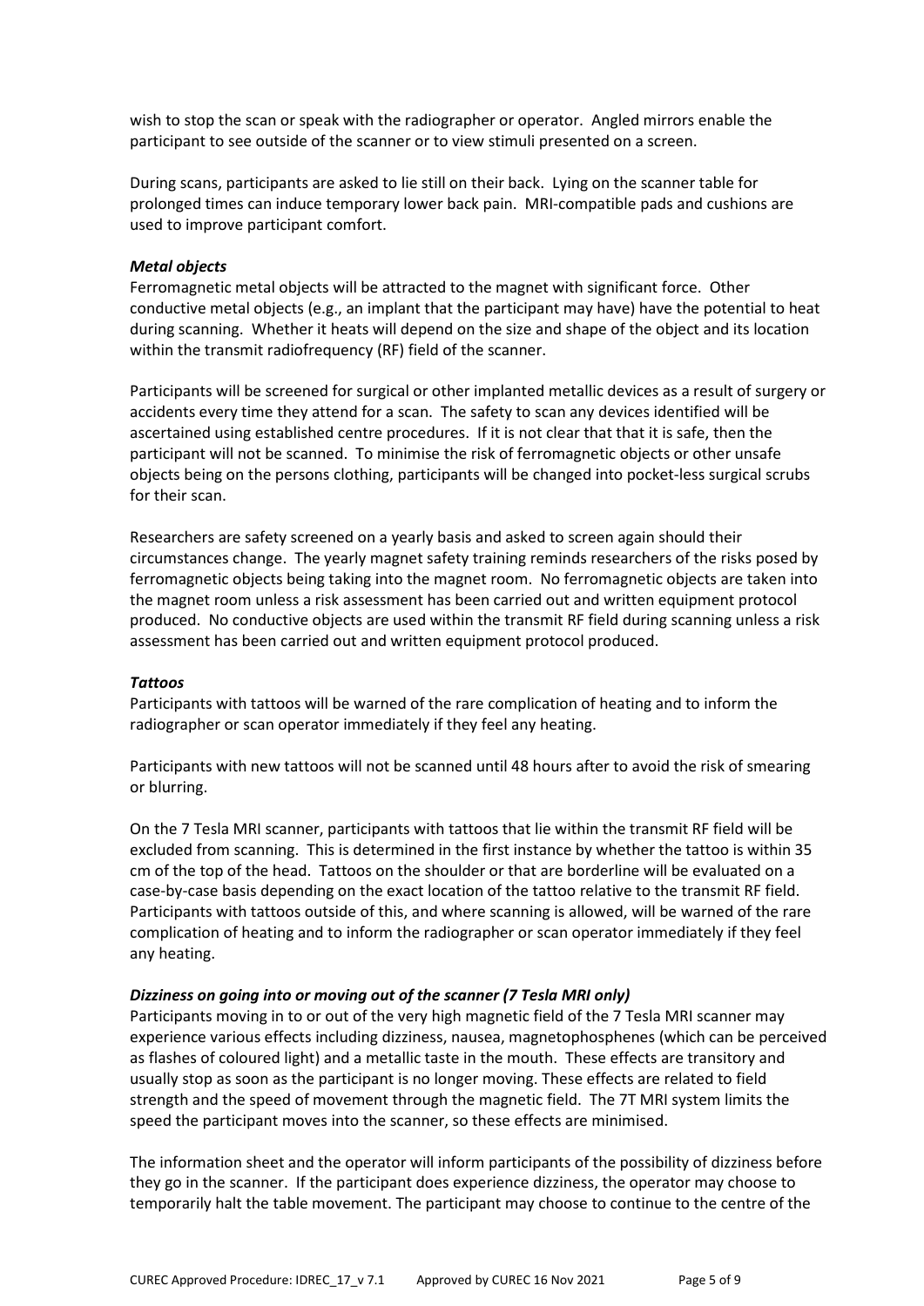wish to stop the scan or speak with the radiographer or operator. Angled mirrors enable the participant to see outside of the scanner or to view stimuli presented on a screen.

During scans, participants are asked to lie still on their back. Lying on the scanner table for prolonged times can induce temporary lower back pain. MRI-compatible pads and cushions are used to improve participant comfort.

***Metal objects***

Ferromagnetic metal objects will be attracted to the magnet with significant force. Other conductive metal objects (e.g., an implant that the participant may have) have the potential to heat during scanning. Whether it heats will depend on the size and shape of the object and its location within the transmit radiofrequency (RF) field of the scanner.

Participants will be screened for surgical or other implanted metallic devices as a result of surgery or accidents every time they attend for a scan. The safety to scan any devices identified will be ascertained using established centre procedures. If it is not clear that that it is safe, then the participant will not be scanned. To minimise the risk of ferromagnetic objects or other unsafe objects being on the persons clothing, participants will be changed into pocket-less surgical scrubs for their scan.

Researchers are safety screened on a yearly basis and asked to screen again should their circumstances change. The yearly magnet safety training reminds researchers of the risks posed by ferromagnetic objects being taking into the magnet room. No ferromagnetic objects are taken into the magnet room unless a risk assessment has been carried out and written equipment protocol produced. No conductive objects are used within the transmit RF field during scanning unless a risk assessment has been carried out and written equipment protocol produced.

***Tattoos***

Participants with tattoos will be warned of the rare complication of heating and to inform the radiographer or scan operator immediately if they feel any heating.

Participants with new tattoos will not be scanned until 48 hours after to avoid the risk of smearing or blurring.

On the 7 Tesla MRI scanner, participants with tattoos that lie within the transmit RF field will be excluded from scanning. This is determined in the first instance by whether the tattoo is within 35 cm of the top of the head. Tattoos on the shoulder or that are borderline will be evaluated on a case-by-case basis depending on the exact location of the tattoo relative to the transmit RF field. Participants with tattoos outside of this, and where scanning is allowed, will be warned of the rare complication of heating and to inform the radiographer or scan operator immediately if they feel any heating.

***Dizziness on going into or moving out of the scanner (7 Tesla MRI only)***

Participants moving in to or out of the very high magnetic field of the 7 Tesla MRI scanner may experience various effects including dizziness, nausea, magnetophosphenes (which can be perceived as flashes of coloured light) and a metallic taste in the mouth. These effects are transitory and usually stop as soon as the participant is no longer moving. These effects are related to field strength and the speed of movement through the magnetic field. The 7T MRI system limits the speed the participant moves into the scanner, so these effects are minimised.

The information sheet and the operator will inform participants of the possibility of dizziness before they go in the scanner. If the participant does experience dizziness, the operator may choose to temporarily halt the table movement. The participant may choose to continue to the centre of the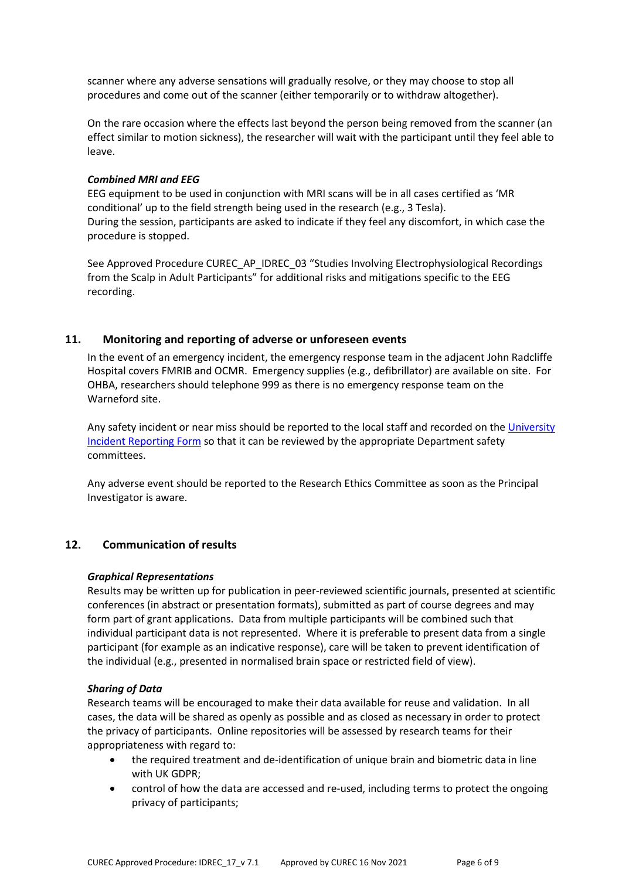scanner where any adverse sensations will gradually resolve, or they may choose to stop all procedures and come out of the scanner (either temporarily or to withdraw altogether).

On the rare occasion where the effects last beyond the person being removed from the scanner (an effect similar to motion sickness), the researcher will wait with the participant until they feel able to leave.

***Combined MRI and EEG***

EEG equipment to be used in conjunction with MRI scans will be in all cases certified as 'MR conditional' up to the field strength being used in the research (e.g., 3 Tesla).
During the session, participants are asked to indicate if they feel any discomfort, in which case the procedure is stopped.

See Approved Procedure CUREC_AP_IDREC_03 "Studies Involving Electrophysiological Recordings from the Scalp in Adult Participants" for additional risks and mitigations specific to the EEG recording.

## 11. Monitoring and reporting of adverse or unforeseen events

In the event of an emergency incident, the emergency response team in the adjacent John Radcliffe Hospital covers FMRIB and OCMR. Emergency supplies (e.g., defibrillator) are available on site. For OHBA, researchers should telephone 999 as there is no emergency response team on the Warneford site.

Any safety incident or near miss should be reported to the local staff and recorded on the University Incident Reporting Form so that it can be reviewed by the appropriate Department safety committees.

Any adverse event should be reported to the Research Ethics Committee as soon as the Principal Investigator is aware.

## 12. Communication of results

***Graphical Representations***

Results may be written up for publication in peer-reviewed scientific journals, presented at scientific conferences (in abstract or presentation formats), submitted as part of course degrees and may form part of grant applications. Data from multiple participants will be combined such that individual participant data is not represented. Where it is preferable to present data from a single participant (for example as an indicative response), care will be taken to prevent identification of the individual (e.g., presented in normalised brain space or restricted field of view).

***Sharing of Data***

Research teams will be encouraged to make their data available for reuse and validation. In all cases, the data will be shared as openly as possible and as closed as necessary in order to protect the privacy of participants. Online repositories will be assessed by research teams for their appropriateness with regard to:

- the required treatment and de-identification of unique brain and biometric data in line with UK GDPR;
- control of how the data are accessed and re-used, including terms to protect the ongoing privacy of participants;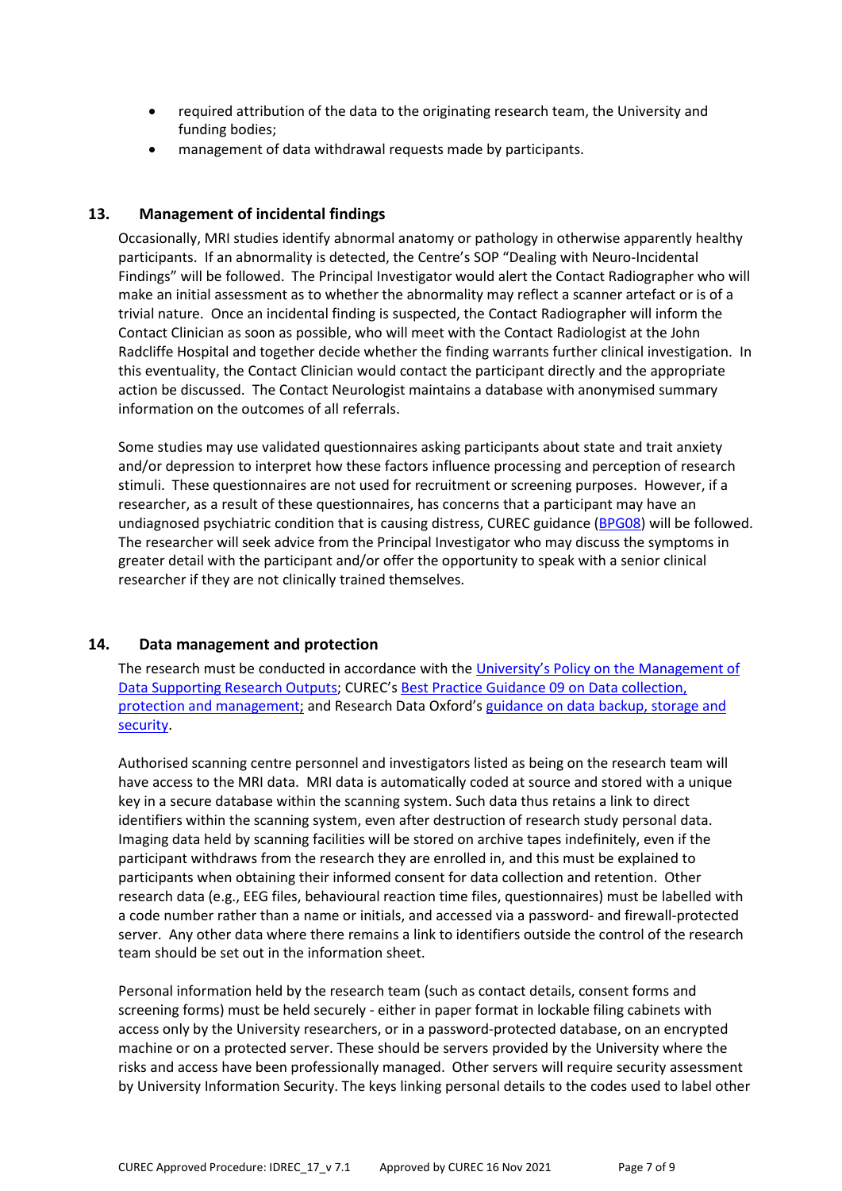- required attribution of the data to the originating research team, the University and funding bodies;
- management of data withdrawal requests made by participants.

## 13. Management of incidental findings

Occasionally, MRI studies identify abnormal anatomy or pathology in otherwise apparently healthy participants. If an abnormality is detected, the Centre's SOP "Dealing with Neuro-Incidental Findings" will be followed. The Principal Investigator would alert the Contact Radiographer who will make an initial assessment as to whether the abnormality may reflect a scanner artefact or is of a trivial nature. Once an incidental finding is suspected, the Contact Radiographer will inform the Contact Clinician as soon as possible, who will meet with the Contact Radiologist at the John Radcliffe Hospital and together decide whether the finding warrants further clinical investigation. In this eventuality, the Contact Clinician would contact the participant directly and the appropriate action be discussed. The Contact Neurologist maintains a database with anonymised summary information on the outcomes of all referrals.

Some studies may use validated questionnaires asking participants about state and trait anxiety and/or depression to interpret how these factors influence processing and perception of research stimuli. These questionnaires are not used for recruitment or screening purposes. However, if a researcher, as a result of these questionnaires, has concerns that a participant may have an undiagnosed psychiatric condition that is causing distress, CUREC guidance (BPG08) will be followed. The researcher will seek advice from the Principal Investigator who may discuss the symptoms in greater detail with the participant and/or offer the opportunity to speak with a senior clinical researcher if they are not clinically trained themselves.

## 14. Data management and protection

The research must be conducted in accordance with the University's Policy on the Management of Data Supporting Research Outputs; CUREC's Best Practice Guidance 09 on Data collection, protection and management; and Research Data Oxford's guidance on data backup, storage and security.

Authorised scanning centre personnel and investigators listed as being on the research team will have access to the MRI data. MRI data is automatically coded at source and stored with a unique key in a secure database within the scanning system. Such data thus retains a link to direct identifiers within the scanning system, even after destruction of research study personal data. Imaging data held by scanning facilities will be stored on archive tapes indefinitely, even if the participant withdraws from the research they are enrolled in, and this must be explained to participants when obtaining their informed consent for data collection and retention. Other research data (e.g., EEG files, behavioural reaction time files, questionnaires) must be labelled with a code number rather than a name or initials, and accessed via a password- and firewall-protected server. Any other data where there remains a link to identifiers outside the control of the research team should be set out in the information sheet.

Personal information held by the research team (such as contact details, consent forms and screening forms) must be held securely - either in paper format in lockable filing cabinets with access only by the University researchers, or in a password-protected database, on an encrypted machine or on a protected server. These should be servers provided by the University where the risks and access have been professionally managed. Other servers will require security assessment by University Information Security. The keys linking personal details to the codes used to label other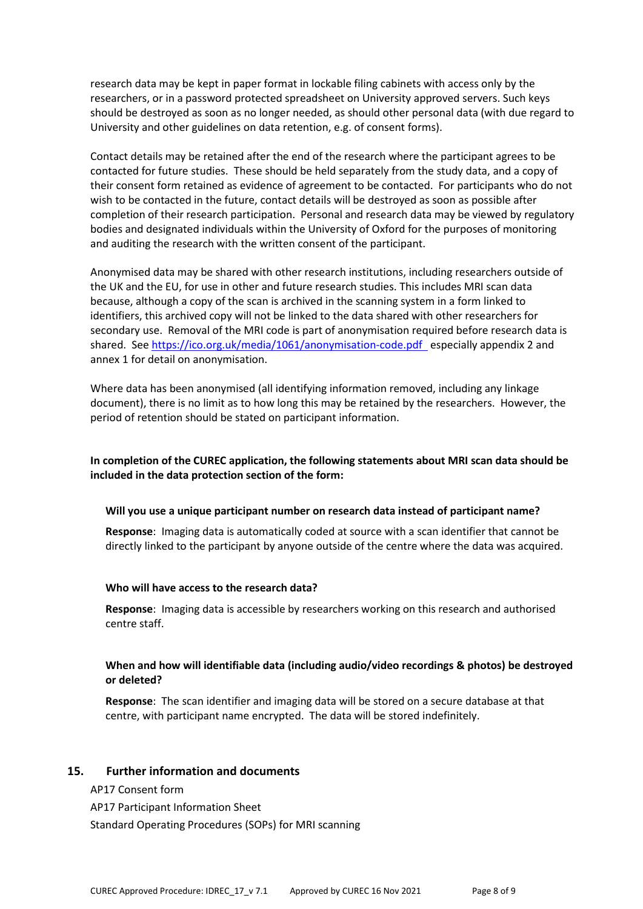research data may be kept in paper format in lockable filing cabinets with access only by the researchers, or in a password protected spreadsheet on University approved servers. Such keys should be destroyed as soon as no longer needed, as should other personal data (with due regard to University and other guidelines on data retention, e.g. of consent forms).

Contact details may be retained after the end of the research where the participant agrees to be contacted for future studies. These should be held separately from the study data, and a copy of their consent form retained as evidence of agreement to be contacted. For participants who do not wish to be contacted in the future, contact details will be destroyed as soon as possible after completion of their research participation. Personal and research data may be viewed by regulatory bodies and designated individuals within the University of Oxford for the purposes of monitoring and auditing the research with the written consent of the participant.

Anonymised data may be shared with other research institutions, including researchers outside of the UK and the EU, for use in other and future research studies. This includes MRI scan data because, although a copy of the scan is archived in the scanning system in a form linked to identifiers, this archived copy will not be linked to the data shared with other researchers for secondary use. Removal of the MRI code is part of anonymisation required before research data is shared. See https://ico.org.uk/media/1061/anonymisation-code.pdf especially appendix 2 and annex 1 for detail on anonymisation.

Where data has been anonymised (all identifying information removed, including any linkage document), there is no limit as to how long this may be retained by the researchers. However, the period of retention should be stated on participant information.

**In completion of the CUREC application, the following statements about MRI scan data should be included in the data protection section of the form:**

**Will you use a unique participant number on research data instead of participant name?**

**Response**: Imaging data is automatically coded at source with a scan identifier that cannot be directly linked to the participant by anyone outside of the centre where the data was acquired.

**Who will have access to the research data?**

**Response**: Imaging data is accessible by researchers working on this research and authorised centre staff.

**When and how will identifiable data (including audio/video recordings & photos) be destroyed or deleted?**

**Response**: The scan identifier and imaging data will be stored on a secure database at that centre, with participant name encrypted. The data will be stored indefinitely.

## 15. Further information and documents

AP17 Consent form

AP17 Participant Information Sheet

Standard Operating Procedures (SOPs) for MRI scanning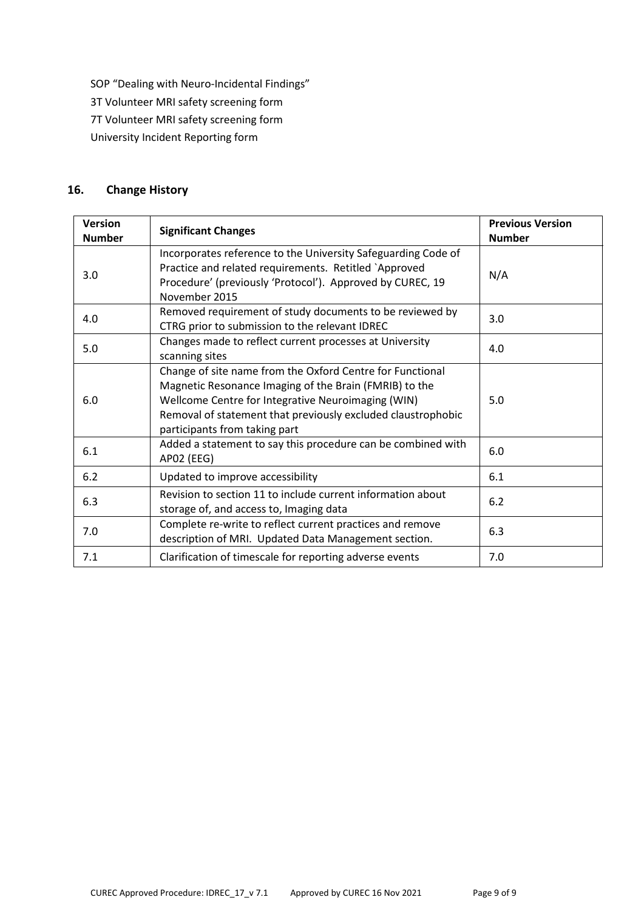SOP “Dealing with Neuro-Incidental Findings”

3T Volunteer MRI safety screening form

7T Volunteer MRI safety screening form

University Incident Reporting form

## 16. Change History

| Version Number | Significant Changes | Previous Version Number |
|---|---|---|
| 3.0 | Incorporates reference to the University Safeguarding Code of Practice and related requirements. Retitled `Approved Procedure’ (previously ‘Protocol’). Approved by CUREC, 19 November 2015 | N/A |
| 4.0 | Removed requirement of study documents to be reviewed by CTRG prior to submission to the relevant IDREC | 3.0 |
| 5.0 | Changes made to reflect current processes at University scanning sites | 4.0 |
| 6.0 | Change of site name from the Oxford Centre for Functional Magnetic Resonance Imaging of the Brain (FMRIB) to the Wellcome Centre for Integrative Neuroimaging (WIN) Removal of statement that previously excluded claustrophobic participants from taking part | 5.0 |
| 6.1 | Added a statement to say this procedure can be combined with AP02 (EEG) | 6.0 |
| 6.2 | Updated to improve accessibility | 6.1 |
| 6.3 | Revision to section 11 to include current information about storage of, and access to, Imaging data | 6.2 |
| 7.0 | Complete re-write to reflect current practices and remove description of MRI. Updated Data Management section. | 6.3 |
| 7.1 | Clarification of timescale for reporting adverse events | 7.0 |